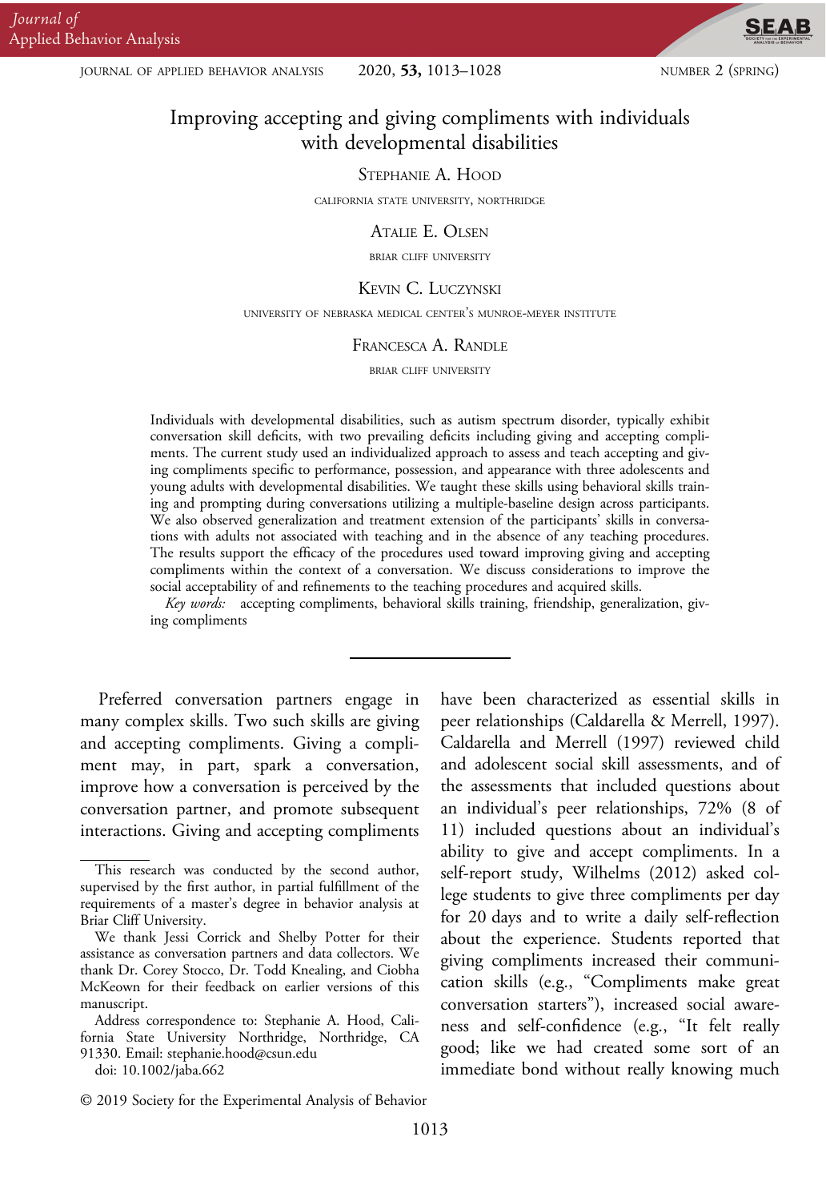# Improving accepting and giving compliments with individuals with developmental disabilities

Stephanie A. Hood

California State University, Northridge

Atalie E. Olsen

Briar Cliff University

Kevin C. Luczynski

University of Nebraska Medical Center's Munroe-Meyer Institute

Francesca A. Randle

Briar Cliff University

Individuals with developmental disabilities, such as autism spectrum disorder, typically exhibit conversation skill deficits, with two prevailing deficits including giving and accepting compliments. The current study used an individualized approach to assess and teach accepting and giving compliments specific to performance, possession, and appearance with three adolescents and young adults with developmental disabilities. We taught these skills using behavioral skills training and prompting during conversations utilizing a multiple-baseline design across participants. We also observed generalization and treatment extension of the participants' skills in conversations with adults not associated with teaching and in the absence of any teaching procedures. The results support the efficacy of the procedures used toward improving giving and accepting compliments within the context of a conversation. We discuss considerations to improve the social acceptability of and refinements to the teaching procedures and acquired skills.

*Key words:* accepting compliments, behavioral skills training, friendship, generalization, giving compliments

---

Preferred conversation partners engage in many complex skills. Two such skills are giving and accepting compliments. Giving a compliment may, in part, spark a conversation, improve how a conversation is perceived by the conversation partner, and promote subsequent interactions. Giving and accepting compliments have been characterized as essential skills in peer relationships (Caldarella & Merrell, 1997). Caldarella and Merrell (1997) reviewed child and adolescent social skill assessments, and of the assessments that included questions about an individual's peer relationships, 72% (8 of 11) included questions about an individual's ability to give and accept compliments. In a self-report study, Wilhelms (2012) asked college students to give three compliments per day for 20 days and to write a daily self-reflection about the experience. Students reported that giving compliments increased their communication skills (e.g., "Compliments make great conversation starters"), increased social awareness and self-confidence (e.g., "It felt really good; like we had created some sort of an immediate bond without really knowing much

---

This research was conducted by the second author, supervised by the first author, in partial fulfillment of the requirements of a master's degree in behavior analysis at Briar Cliff University.

We thank Jessi Corrick and Shelby Potter for their assistance as conversation partners and data collectors. We thank Dr. Corey Stocco, Dr. Todd Knealing, and Ciobha McKeown for their feedback on earlier versions of this manuscript.

Address correspondence to: Stephanie A. Hood, California State University Northridge, Northridge, CA 91330. Email: stephanie.hood@csun.edu

doi: 10.1002/jaba.662

© 2019 Society for the Experimental Analysis of Behavior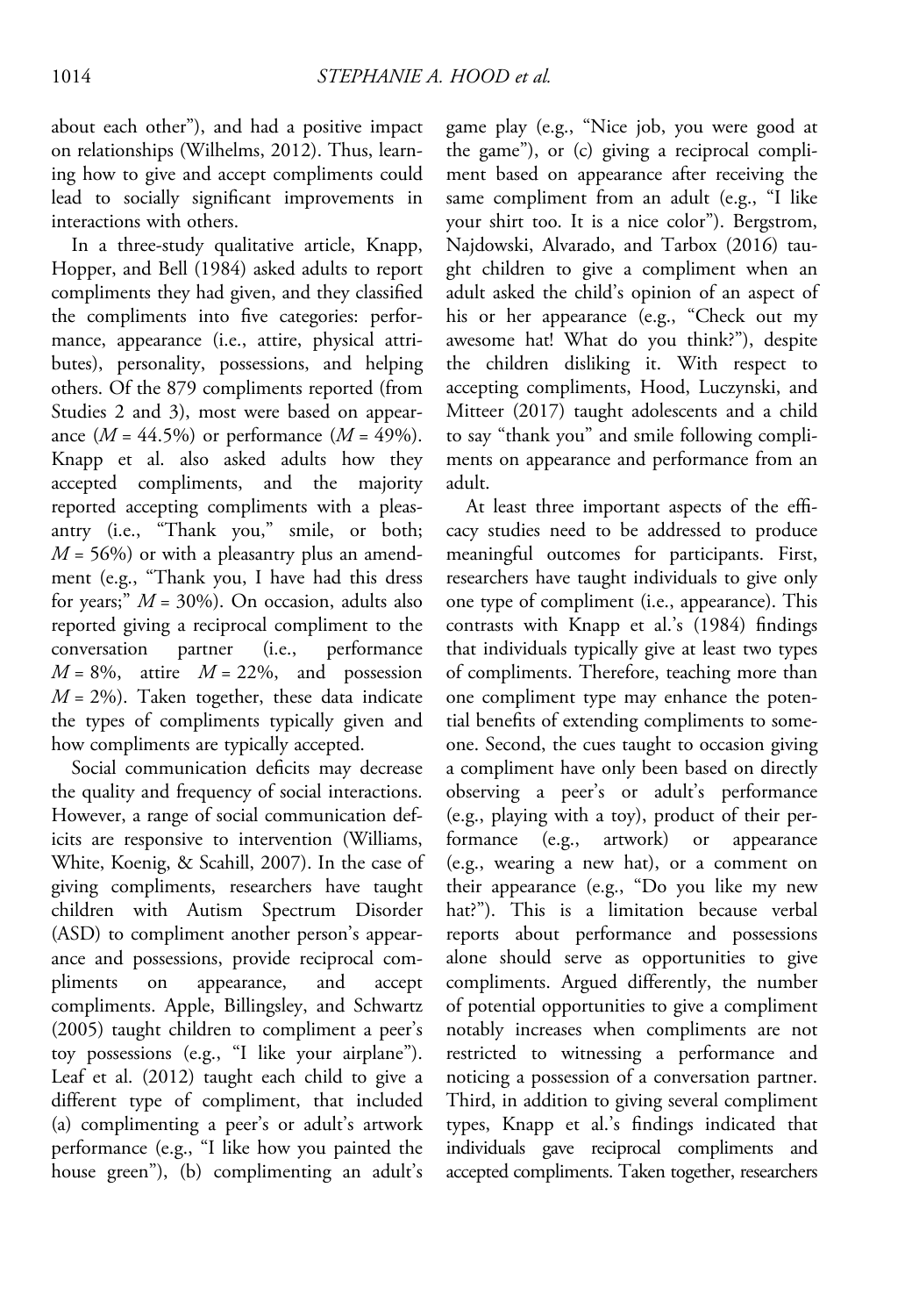about each other"), and had a positive impact on relationships (Wilhelms, 2012). Thus, learning how to give and accept compliments could lead to socially significant improvements in interactions with others.

In a three-study qualitative article, Knapp, Hopper, and Bell (1984) asked adults to report compliments they had given, and they classified the compliments into five categories: performance, appearance (i.e., attire, physical attributes), personality, possessions, and helping others. Of the 879 compliments reported (from Studies 2 and 3), most were based on appearance ($M$ = 44.5%) or performance ($M$ = 49%). Knapp et al. also asked adults how they accepted compliments, and the majority reported accepting compliments with a pleasantry (i.e., "Thank you," smile, or both; $M$ = 56%) or with a pleasantry plus an amendment (e.g., "Thank you, I have had this dress for years;" $M$ = 30%). On occasion, adults also reported giving a reciprocal compliment to the conversation partner (i.e., performance $M$ = 8%, attire $M$ = 22%, and possession $M$ = 2%). Taken together, these data indicate the types of compliments typically given and how compliments are typically accepted.

Social communication deficits may decrease the quality and frequency of social interactions. However, a range of social communication deficits are responsive to intervention (Williams, White, Koenig, & Scahill, 2007). In the case of giving compliments, researchers have taught children with Autism Spectrum Disorder (ASD) to compliment another person's appearance and possessions, provide reciprocal compliments on appearance, and accept compliments. Apple, Billingsley, and Schwartz (2005) taught children to compliment a peer's toy possessions (e.g., "I like your airplane"). Leaf et al. (2012) taught each child to give a different type of compliment, that included (a) complimenting a peer's or adult's artwork performance (e.g., "I like how you painted the house green"), (b) complimenting an adult's game play (e.g., "Nice job, you were good at the game"), or (c) giving a reciprocal compliment based on appearance after receiving the same compliment from an adult (e.g., "I like your shirt too. It is a nice color"). Bergstrom, Najdowski, Alvarado, and Tarbox (2016) taught children to give a compliment when an adult asked the child's opinion of an aspect of his or her appearance (e.g., "Check out my awesome hat! What do you think?"), despite the children disliking it. With respect to accepting compliments, Hood, Luczynski, and Mitteer (2017) taught adolescents and a child to say "thank you" and smile following compliments on appearance and performance from an adult.

At least three important aspects of the efficacy studies need to be addressed to produce meaningful outcomes for participants. First, researchers have taught individuals to give only one type of compliment (i.e., appearance). This contrasts with Knapp et al.'s (1984) findings that individuals typically give at least two types of compliments. Therefore, teaching more than one compliment type may enhance the potential benefits of extending compliments to someone. Second, the cues taught to occasion giving a compliment have only been based on directly observing a peer's or adult's performance (e.g., playing with a toy), product of their performance (e.g., artwork) or appearance (e.g., wearing a new hat), or a comment on their appearance (e.g., "Do you like my new hat?"). This is a limitation because verbal reports about performance and possessions alone should serve as opportunities to give compliments. Argued differently, the number of potential opportunities to give a compliment notably increases when compliments are not restricted to witnessing a performance and noticing a possession of a conversation partner. Third, in addition to giving several compliment types, Knapp et al.'s findings indicated that individuals gave reciprocal compliments and accepted compliments. Taken together, researchers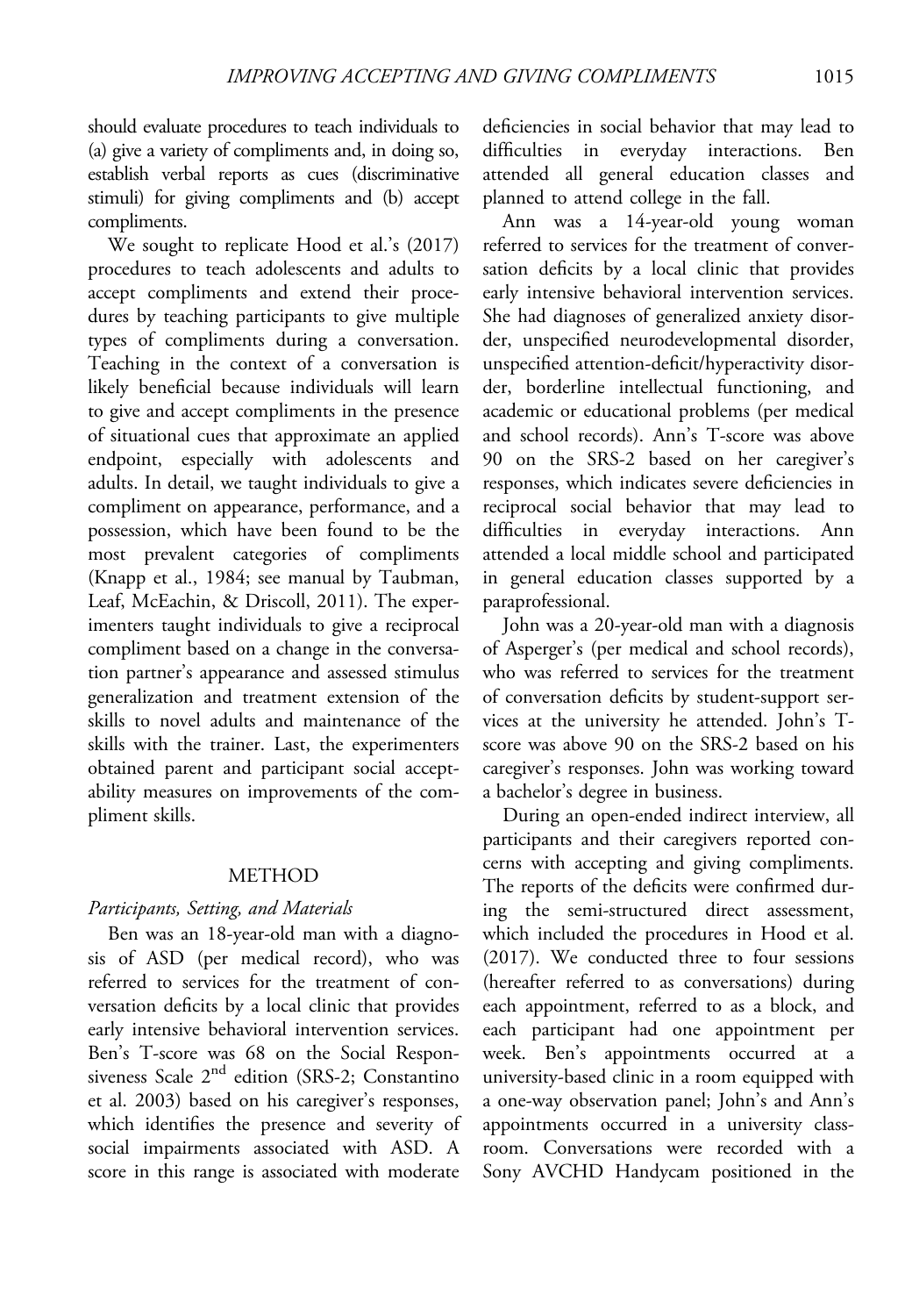should evaluate procedures to teach individuals to (a) give a variety of compliments and, in doing so, establish verbal reports as cues (discriminative stimuli) for giving compliments and (b) accept compliments.

We sought to replicate Hood et al.'s (2017) procedures to teach adolescents and adults to accept compliments and extend their procedures by teaching participants to give multiple types of compliments during a conversation. Teaching in the context of a conversation is likely beneficial because individuals will learn to give and accept compliments in the presence of situational cues that approximate an applied endpoint, especially with adolescents and adults. In detail, we taught individuals to give a compliment on appearance, performance, and a possession, which have been found to be the most prevalent categories of compliments (Knapp et al., 1984; see manual by Taubman, Leaf, McEachin, & Driscoll, 2011). The experimenters taught individuals to give a reciprocal compliment based on a change in the conversation partner's appearance and assessed stimulus generalization and treatment extension of the skills to novel adults and maintenance of the skills with the trainer. Last, the experimenters obtained parent and participant social acceptability measures on improvements of the compliment skills.

## METHOD

### *Participants, Setting, and Materials*

Ben was an 18-year-old man with a diagnosis of ASD (per medical record), who was referred to services for the treatment of conversation deficits by a local clinic that provides early intensive behavioral intervention services. Ben's T-score was 68 on the Social Responsiveness Scale 2nd edition (SRS-2; Constantino et al. 2003) based on his caregiver's responses, which identifies the presence and severity of social impairments associated with ASD. A score in this range is associated with moderate deficiencies in social behavior that may lead to difficulties in everyday interactions. Ben attended all general education classes and planned to attend college in the fall.

Ann was a 14-year-old young woman referred to services for the treatment of conversation deficits by a local clinic that provides early intensive behavioral intervention services. She had diagnoses of generalized anxiety disorder, unspecified neurodevelopmental disorder, unspecified attention-deficit/hyperactivity disorder, borderline intellectual functioning, and academic or educational problems (per medical and school records). Ann's T-score was above 90 on the SRS-2 based on her caregiver's responses, which indicates severe deficiencies in reciprocal social behavior that may lead to difficulties in everyday interactions. Ann attended a local middle school and participated in general education classes supported by a paraprofessional.

John was a 20-year-old man with a diagnosis of Asperger's (per medical and school records), who was referred to services for the treatment of conversation deficits by student-support services at the university he attended. John's T-score was above 90 on the SRS-2 based on his caregiver's responses. John was working toward a bachelor's degree in business.

During an open-ended indirect interview, all participants and their caregivers reported concerns with accepting and giving compliments. The reports of the deficits were confirmed during the semi-structured direct assessment, which included the procedures in Hood et al. (2017). We conducted three to four sessions (hereafter referred to as conversations) during each appointment, referred to as a block, and each participant had one appointment per week. Ben's appointments occurred at a university-based clinic in a room equipped with a one-way observation panel; John's and Ann's appointments occurred in a university classroom. Conversations were recorded with a Sony AVCHD Handycam positioned in the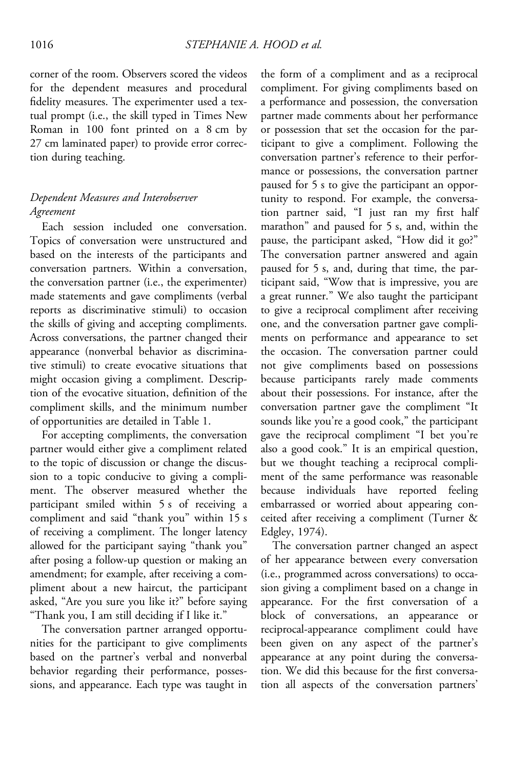corner of the room. Observers scored the videos for the dependent measures and procedural fidelity measures. The experimenter used a textual prompt (i.e., the skill typed in Times New Roman in 100 font printed on a 8 cm by 27 cm laminated paper) to provide error correction during teaching.

### *Dependent Measures and Interobserver Agreement*

Each session included one conversation. Topics of conversation were unstructured and based on the interests of the participants and conversation partners. Within a conversation, the conversation partner (i.e., the experimenter) made statements and gave compliments (verbal reports as discriminative stimuli) to occasion the skills of giving and accepting compliments. Across conversations, the partner changed their appearance (nonverbal behavior as discriminative stimuli) to create evocative situations that might occasion giving a compliment. Description of the evocative situation, definition of the compliment skills, and the minimum number of opportunities are detailed in Table 1.

For accepting compliments, the conversation partner would either give a compliment related to the topic of discussion or change the discussion to a topic conducive to giving a compliment. The observer measured whether the participant smiled within 5 s of receiving a compliment and said "thank you" within 15 s of receiving a compliment. The longer latency allowed for the participant saying "thank you" after posing a follow-up question or making an amendment; for example, after receiving a compliment about a new haircut, the participant asked, "Are you sure you like it?" before saying "Thank you, I am still deciding if I like it."

The conversation partner arranged opportunities for the participant to give compliments based on the partner's verbal and nonverbal behavior regarding their performance, possessions, and appearance. Each type was taught in the form of a compliment and as a reciprocal compliment. For giving compliments based on a performance and possession, the conversation partner made comments about her performance or possession that set the occasion for the participant to give a compliment. Following the conversation partner's reference to their performance or possessions, the conversation partner paused for 5 s to give the participant an opportunity to respond. For example, the conversation partner said, "I just ran my first half marathon" and paused for 5 s, and, within the pause, the participant asked, "How did it go?" The conversation partner answered and again paused for 5 s, and, during that time, the participant said, "Wow that is impressive, you are a great runner." We also taught the participant to give a reciprocal compliment after receiving one, and the conversation partner gave compliments on performance and appearance to set the occasion. The conversation partner could not give compliments based on possessions because participants rarely made comments about their possessions. For instance, after the conversation partner gave the compliment "It sounds like you're a good cook," the participant gave the reciprocal compliment "I bet you're also a good cook." It is an empirical question, but we thought teaching a reciprocal compliment of the same performance was reasonable because individuals have reported feeling embarrassed or worried about appearing conceited after receiving a compliment (Turner & Edgley, 1974).

The conversation partner changed an aspect of her appearance between every conversation (i.e., programmed across conversations) to occasion giving a compliment based on a change in appearance. For the first conversation of a block of conversations, an appearance or reciprocal-appearance compliment could have been given on any aspect of the partner's appearance at any point during the conversation. We did this because for the first conversation all aspects of the conversation partners'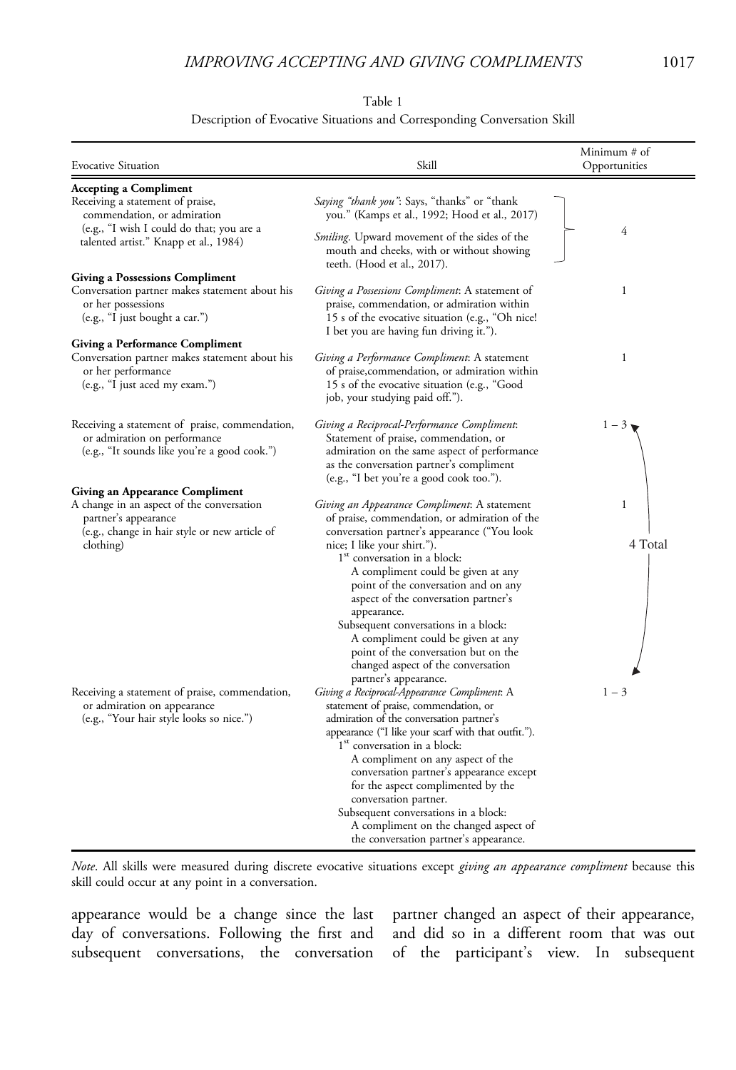Table 1
Description of Evocative Situations and Corresponding Conversation Skill

| Evocative Situation | Skill | Minimum # of Opportunities |
|---|---|---|
| **Accepting a Compliment** | | |
| Receiving a statement of praise, commendation, or admiration (e.g., "I wish I could do that; you are a talented artist." Knapp et al., 1984) | *Saying "thank you"*: Says, "thanks" or "thank you." (Kamps et al., 1992; Hood et al., 2017) <br> *Smiling*. Upward movement of the sides of the mouth and cheeks, with or without showing teeth. (Hood et al., 2017). | 4 |
| **Giving a Possessions Compliment** | | |
| Conversation partner makes statement about his or her possessions (e.g., "I just bought a car.") | *Giving a Possessions Compliment*: A statement of praise, commendation, or admiration within 15 s of the evocative situation (e.g., "Oh nice! I bet you are having fun driving it."). | 1 |
| **Giving a Performance Compliment** | | |
| Conversation partner makes statement about his or her performance (e.g., "I just aced my exam.") | *Giving a Performance Compliment*: A statement of praise,commendation, or admiration within 15 s of the evocative situation (e.g., "Good job, your studying paid off."). | 1 |
| Receiving a statement of praise, commendation, or admiration on performance (e.g., "It sounds like you're a good cook.") | *Giving a Reciprocal-Performance Compliment*: Statement of praise, commendation, or admiration on the same aspect of performance as the conversation partner's compliment (e.g., "I bet you're a good cook too."). | 1 – 3 (4 Total, combined with Giving a Reciprocal-Appearance Compliment) |
| **Giving an Appearance Compliment** | | |
| A change in an aspect of the conversation partner's appearance (e.g., change in hair style or new article of clothing) | *Giving an Appearance Compliment*: A statement of praise, commendation, or admiration of the conversation partner's appearance ("You look nice; I like your shirt."). <br> 1[st] conversation in a block: A compliment could be given at any point of the conversation and on any aspect of the conversation partner's appearance. <br> Subsequent conversations in a block: A compliment could be given at any point of the conversation but on the changed aspect of the conversation partner's appearance. | 1 |
| Receiving a statement of praise, commendation, or admiration on appearance (e.g., "Your hair style looks so nice.") | *Giving a Reciprocal-Appearance Compliment*: A statement of praise, commendation, or admiration of the conversation partner's appearance ("I like your scarf with that outfit."). <br> 1[st] conversation in a block: A compliment on any aspect of the conversation partner's appearance except for the aspect complimented by the conversation partner. <br> Subsequent conversations in a block: A compliment on the changed aspect of the conversation partner's appearance. | 1 – 3 (4 Total, combined with Giving a Reciprocal-Performance Compliment) |

*Note*. All skills were measured during discrete evocative situations except *giving an appearance compliment* because this skill could occur at any point in a conversation.

appearance would be a change since the last day of conversations. Following the first and subsequent conversations, the conversation partner changed an aspect of their appearance, and did so in a different room that was out of the participant's view. In subsequent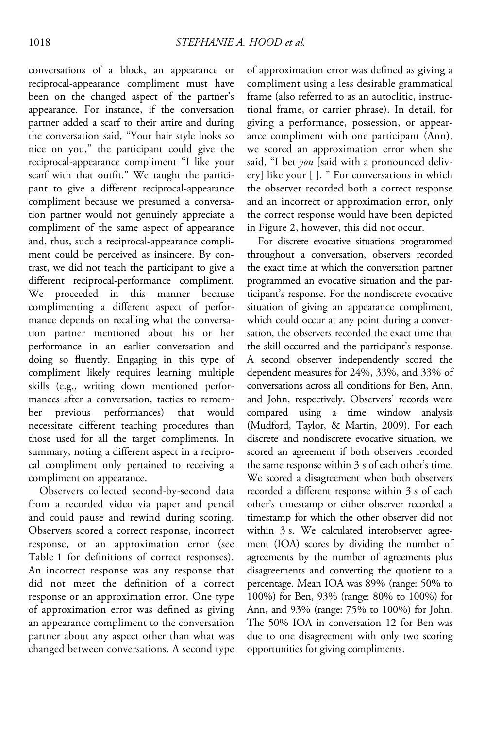conversations of a block, an appearance or reciprocal-appearance compliment must have been on the changed aspect of the partner's appearance. For instance, if the conversation partner added a scarf to their attire and during the conversation said, "Your hair style looks so nice on you," the participant could give the reciprocal-appearance compliment "I like your scarf with that outfit." We taught the participant to give a different reciprocal-appearance compliment because we presumed a conversation partner would not genuinely appreciate a compliment of the same aspect of appearance and, thus, such a reciprocal-appearance compliment could be perceived as insincere. By contrast, we did not teach the participant to give a different reciprocal-performance compliment. We proceeded in this manner because complimenting a different aspect of performance depends on recalling what the conversation partner mentioned about his or her performance in an earlier conversation and doing so fluently. Engaging in this type of compliment likely requires learning multiple skills (e.g., writing down mentioned performances after a conversation, tactics to remember previous performances) that would necessitate different teaching procedures than those used for all the target compliments. In summary, noting a different aspect in a reciprocal compliment only pertained to receiving a compliment on appearance.

Observers collected second-by-second data from a recorded video via paper and pencil and could pause and rewind during scoring. Observers scored a correct response, incorrect response, or an approximation error (see Table 1 for definitions of correct responses). An incorrect response was any response that did not meet the definition of a correct response or an approximation error. One type of approximation error was defined as giving an appearance compliment to the conversation partner about any aspect other than what was changed between conversations. A second type of approximation error was defined as giving a compliment using a less desirable grammatical frame (also referred to as an autoclitic, instructional frame, or carrier phrase). In detail, for giving a performance, possession, or appearance compliment with one participant (Ann), we scored an approximation error when she said, "I bet *you* [said with a pronounced delivery] like your [ ]. " For conversations in which the observer recorded both a correct response and an incorrect or approximation error, only the correct response would have been depicted in Figure 2, however, this did not occur.

For discrete evocative situations programmed throughout a conversation, observers recorded the exact time at which the conversation partner programmed an evocative situation and the participant's response. For the nondiscrete evocative situation of giving an appearance compliment, which could occur at any point during a conversation, the observers recorded the exact time that the skill occurred and the participant's response. A second observer independently scored the dependent measures for 24%, 33%, and 33% of conversations across all conditions for Ben, Ann, and John, respectively. Observers' records were compared using a time window analysis (Mudford, Taylor, & Martin, 2009). For each discrete and nondiscrete evocative situation, we scored an agreement if both observers recorded the same response within 3 s of each other's time. We scored a disagreement when both observers recorded a different response within 3 s of each other's timestamp or either observer recorded a timestamp for which the other observer did not within 3 s. We calculated interobserver agreement (IOA) scores by dividing the number of agreements by the number of agreements plus disagreements and converting the quotient to a percentage. Mean IOA was 89% (range: 50% to 100%) for Ben, 93% (range: 80% to 100%) for Ann, and 93% (range: 75% to 100%) for John. The 50% IOA in conversation 12 for Ben was due to one disagreement with only two scoring opportunities for giving compliments.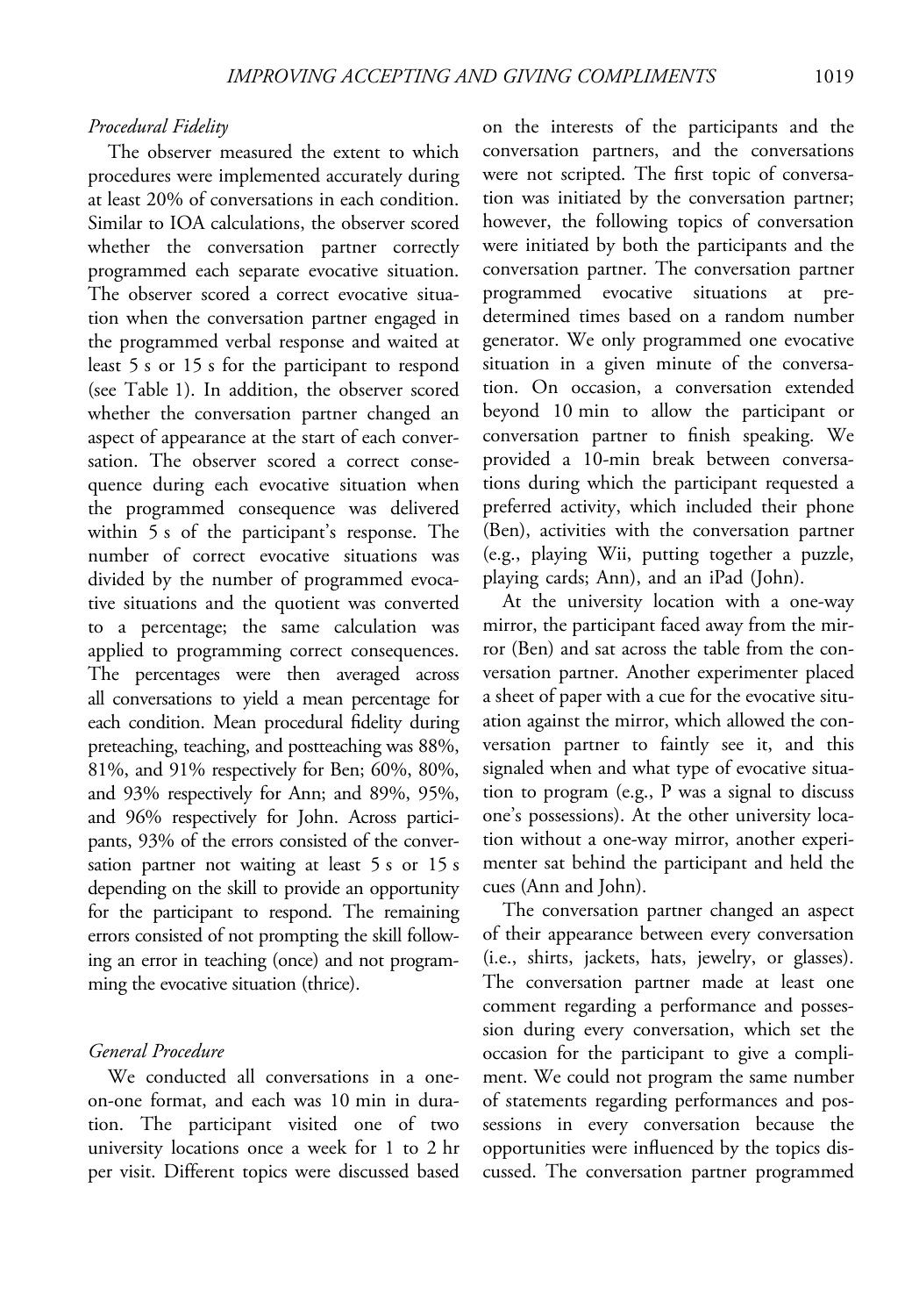*Procedural Fidelity*

The observer measured the extent to which procedures were implemented accurately during at least 20% of conversations in each condition. Similar to IOA calculations, the observer scored whether the conversation partner correctly programmed each separate evocative situation. The observer scored a correct evocative situation when the conversation partner engaged in the programmed verbal response and waited at least 5 s or 15 s for the participant to respond (see Table 1). In addition, the observer scored whether the conversation partner changed an aspect of appearance at the start of each conversation. The observer scored a correct consequence during each evocative situation when the programmed consequence was delivered within 5 s of the participant's response. The number of correct evocative situations was divided by the number of programmed evocative situations and the quotient was converted to a percentage; the same calculation was applied to programming correct consequences. The percentages were then averaged across all conversations to yield a mean percentage for each condition. Mean procedural fidelity during preteaching, teaching, and postteaching was 88%, 81%, and 91% respectively for Ben; 60%, 80%, and 93% respectively for Ann; and 89%, 95%, and 96% respectively for John. Across participants, 93% of the errors consisted of the conversation partner not waiting at least 5 s or 15 s depending on the skill to provide an opportunity for the participant to respond. The remaining errors consisted of not prompting the skill following an error in teaching (once) and not programming the evocative situation (thrice).

*General Procedure*

We conducted all conversations in a one-on-one format, and each was 10 min in duration. The participant visited one of two university locations once a week for 1 to 2 hr per visit. Different topics were discussed based on the interests of the participants and the conversation partners, and the conversations were not scripted. The first topic of conversation was initiated by the conversation partner; however, the following topics of conversation were initiated by both the participants and the conversation partner. The conversation partner programmed evocative situations at predetermined times based on a random number generator. We only programmed one evocative situation in a given minute of the conversation. On occasion, a conversation extended beyond 10 min to allow the participant or conversation partner to finish speaking. We provided a 10-min break between conversations during which the participant requested a preferred activity, which included their phone (Ben), activities with the conversation partner (e.g., playing Wii, putting together a puzzle, playing cards; Ann), and an iPad (John).

At the university location with a one-way mirror, the participant faced away from the mirror (Ben) and sat across the table from the conversation partner. Another experimenter placed a sheet of paper with a cue for the evocative situation against the mirror, which allowed the conversation partner to faintly see it, and this signaled when and what type of evocative situation to program (e.g., P was a signal to discuss one's possessions). At the other university location without a one-way mirror, another experimenter sat behind the participant and held the cues (Ann and John).

The conversation partner changed an aspect of their appearance between every conversation (i.e., shirts, jackets, hats, jewelry, or glasses). The conversation partner made at least one comment regarding a performance and possession during every conversation, which set the occasion for the participant to give a compliment. We could not program the same number of statements regarding performances and possessions in every conversation because the opportunities were influenced by the topics discussed. The conversation partner programmed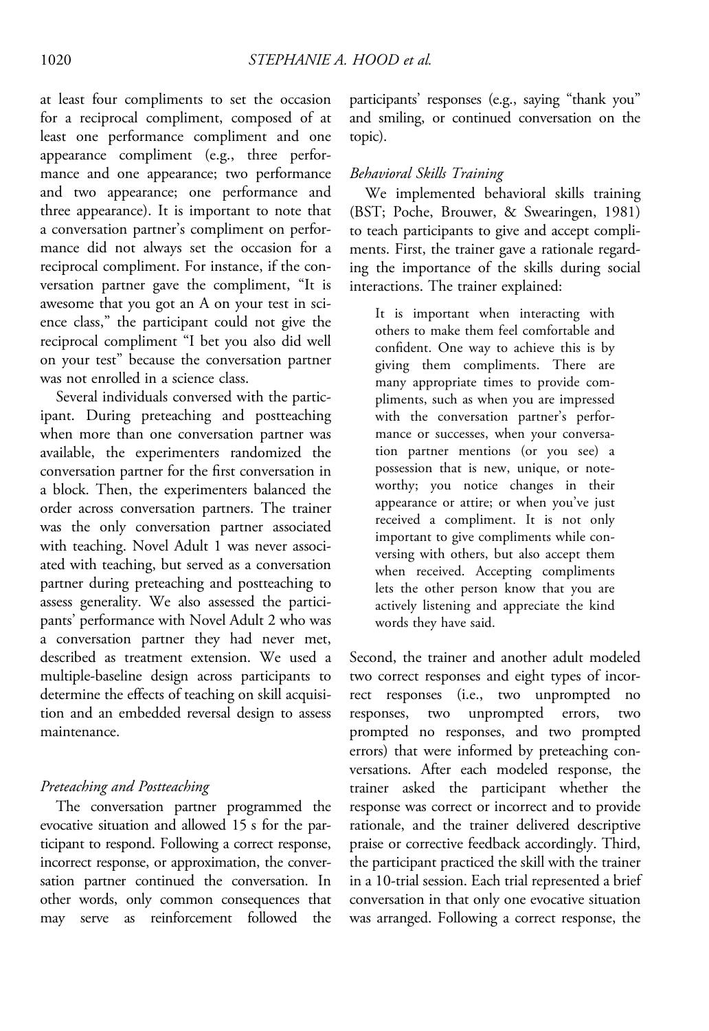at least four compliments to set the occasion for a reciprocal compliment, composed of at least one performance compliment and one appearance compliment (e.g., three performance and one appearance; two performance and two appearance; one performance and three appearance). It is important to note that a conversation partner's compliment on performance did not always set the occasion for a reciprocal compliment. For instance, if the conversation partner gave the compliment, "It is awesome that you got an A on your test in science class," the participant could not give the reciprocal compliment "I bet you also did well on your test" because the conversation partner was not enrolled in a science class.

Several individuals conversed with the participant. During preteaching and postteaching when more than one conversation partner was available, the experimenters randomized the conversation partner for the first conversation in a block. Then, the experimenters balanced the order across conversation partners. The trainer was the only conversation partner associated with teaching. Novel Adult 1 was never associated with teaching, but served as a conversation partner during preteaching and postteaching to assess generality. We also assessed the participants' performance with Novel Adult 2 who was a conversation partner they had never met, described as treatment extension. We used a multiple-baseline design across participants to determine the effects of teaching on skill acquisition and an embedded reversal design to assess maintenance.

### *Preteaching and Postteaching*

The conversation partner programmed the evocative situation and allowed 15 s for the participant to respond. Following a correct response, incorrect response, or approximation, the conversation partner continued the conversation. In other words, only common consequences that may serve as reinforcement followed the participants' responses (e.g., saying "thank you" and smiling, or continued conversation on the topic).

### *Behavioral Skills Training*

We implemented behavioral skills training (BST; Poche, Brouwer, & Swearingen, 1981) to teach participants to give and accept compliments. First, the trainer gave a rationale regarding the importance of the skills during social interactions. The trainer explained:

> It is important when interacting with others to make them feel comfortable and confident. One way to achieve this is by giving them compliments. There are many appropriate times to provide compliments, such as when you are impressed with the conversation partner's performance or successes, when your conversation partner mentions (or you see) a possession that is new, unique, or noteworthy; you notice changes in their appearance or attire; or when you've just received a compliment. It is not only important to give compliments while conversing with others, but also accept them when received. Accepting compliments lets the other person know that you are actively listening and appreciate the kind words they have said.

Second, the trainer and another adult modeled two correct responses and eight types of incorrect responses (i.e., two unprompted no responses, two unprompted errors, two prompted no responses, and two prompted errors) that were informed by preteaching conversations. After each modeled response, the trainer asked the participant whether the response was correct or incorrect and to provide rationale, and the trainer delivered descriptive praise or corrective feedback accordingly. Third, the participant practiced the skill with the trainer in a 10-trial session. Each trial represented a brief conversation in that only one evocative situation was arranged. Following a correct response, the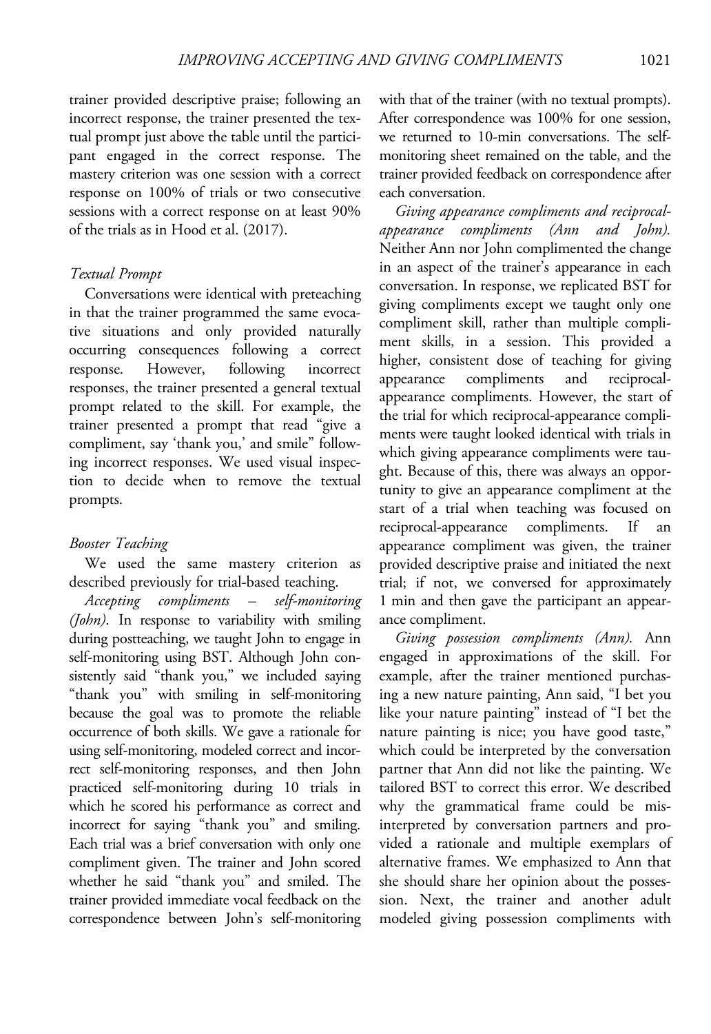trainer provided descriptive praise; following an incorrect response, the trainer presented the textual prompt just above the table until the participant engaged in the correct response. The mastery criterion was one session with a correct response on 100% of trials or two consecutive sessions with a correct response on at least 90% of the trials as in Hood et al. (2017).

### Textual Prompt

Conversations were identical with preteaching in that the trainer programmed the same evocative situations and only provided naturally occurring consequences following a correct response. However, following incorrect responses, the trainer presented a general textual prompt related to the skill. For example, the trainer presented a prompt that read "give a compliment, say 'thank you,' and smile" following incorrect responses. We used visual inspection to decide when to remove the textual prompts.

### Booster Teaching

We used the same mastery criterion as described previously for trial-based teaching.

*Accepting compliments – self-monitoring (John).* In response to variability with smiling during postteaching, we taught John to engage in self-monitoring using BST. Although John consistently said "thank you," we included saying "thank you" with smiling in self-monitoring because the goal was to promote the reliable occurrence of both skills. We gave a rationale for using self-monitoring, modeled correct and incorrect self-monitoring responses, and then John practiced self-monitoring during 10 trials in which he scored his performance as correct and incorrect for saying "thank you" and smiling. Each trial was a brief conversation with only one compliment given. The trainer and John scored whether he said "thank you" and smiled. The trainer provided immediate vocal feedback on the correspondence between John's self-monitoring with that of the trainer (with no textual prompts). After correspondence was 100% for one session, we returned to 10-min conversations. The self-monitoring sheet remained on the table, and the trainer provided feedback on correspondence after each conversation.

*Giving appearance compliments and reciprocal-appearance compliments (Ann and John).* Neither Ann nor John complimented the change in an aspect of the trainer's appearance in each conversation. In response, we replicated BST for giving compliments except we taught only one compliment skill, rather than multiple compliment skills, in a session. This provided a higher, consistent dose of teaching for giving appearance compliments and reciprocal-appearance compliments. However, the start of the trial for which reciprocal-appearance compliments were taught looked identical with trials in which giving appearance compliments were taught. Because of this, there was always an opportunity to give an appearance compliment at the start of a trial when teaching was focused on reciprocal-appearance compliments. If an appearance compliment was given, the trainer provided descriptive praise and initiated the next trial; if not, we conversed for approximately 1 min and then gave the participant an appearance compliment.

*Giving possession compliments (Ann).* Ann engaged in approximations of the skill. For example, after the trainer mentioned purchasing a new nature painting, Ann said, "I bet you like your nature painting" instead of "I bet the nature painting is nice; you have good taste," which could be interpreted by the conversation partner that Ann did not like the painting. We tailored BST to correct this error. We described why the grammatical frame could be misinterpreted by conversation partners and provided a rationale and multiple exemplars of alternative frames. We emphasized to Ann that she should share her opinion about the possession. Next, the trainer and another adult modeled giving possession compliments with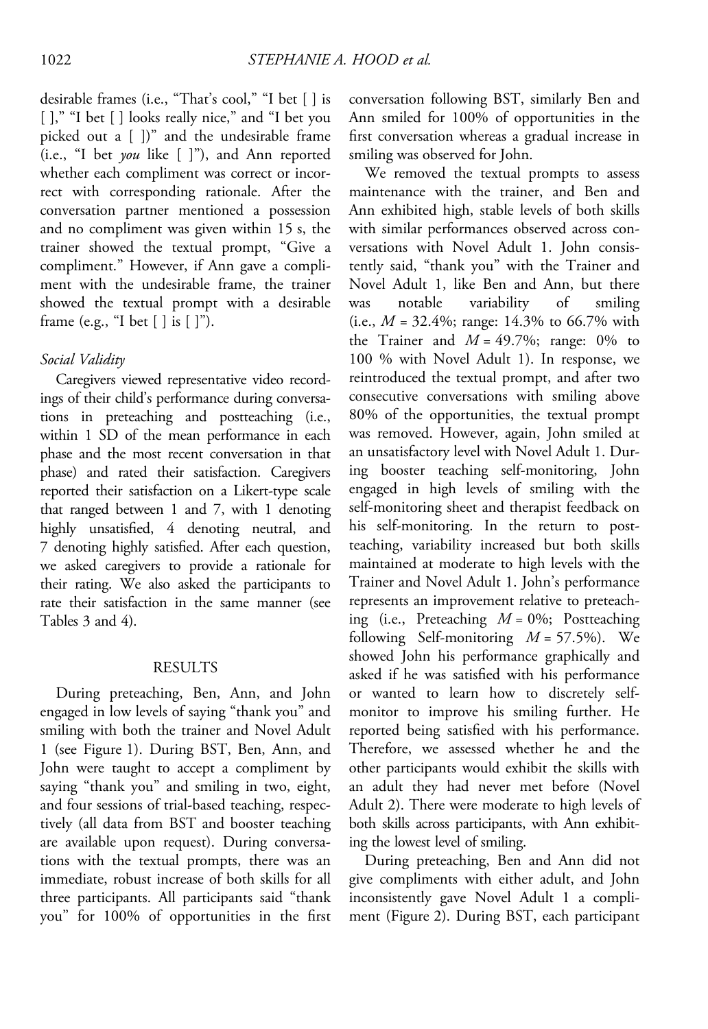desirable frames (i.e., "That's cool," "I bet [ ] is [ ]," "I bet [ ] looks really nice," and "I bet you picked out a [ ])" and the undesirable frame (i.e., "I bet *you* like [ ]"), and Ann reported whether each compliment was correct or incorrect with corresponding rationale. After the conversation partner mentioned a possession and no compliment was given within 15 s, the trainer showed the textual prompt, "Give a compliment." However, if Ann gave a compliment with the undesirable frame, the trainer showed the textual prompt with a desirable frame (e.g., "I bet [ ] is [ ]").

### *Social Validity*

Caregivers viewed representative video recordings of their child's performance during conversations in preteaching and postteaching (i.e., within 1 SD of the mean performance in each phase and the most recent conversation in that phase) and rated their satisfaction. Caregivers reported their satisfaction on a Likert-type scale that ranged between 1 and 7, with 1 denoting highly unsatisfied, 4 denoting neutral, and 7 denoting highly satisfied. After each question, we asked caregivers to provide a rationale for their rating. We also asked the participants to rate their satisfaction in the same manner (see Tables 3 and 4).

## RESULTS

During preteaching, Ben, Ann, and John engaged in low levels of saying "thank you" and smiling with both the trainer and Novel Adult 1 (see Figure 1). During BST, Ben, Ann, and John were taught to accept a compliment by saying "thank you" and smiling in two, eight, and four sessions of trial-based teaching, respectively (all data from BST and booster teaching are available upon request). During conversations with the textual prompts, there was an immediate, robust increase of both skills for all three participants. All participants said "thank you" for 100% of opportunities in the first conversation following BST, similarly Ben and Ann smiled for 100% of opportunities in the first conversation whereas a gradual increase in smiling was observed for John.

We removed the textual prompts to assess maintenance with the trainer, and Ben and Ann exhibited high, stable levels of both skills with similar performances observed across conversations with Novel Adult 1. John consistently said, "thank you" with the Trainer and Novel Adult 1, like Ben and Ann, but there was notable variability of smiling (i.e., $M$ = 32.4%; range: 14.3% to 66.7% with the Trainer and $M$ = 49.7%; range: 0% to 100 % with Novel Adult 1). In response, we reintroduced the textual prompt, and after two consecutive conversations with smiling above 80% of the opportunities, the textual prompt was removed. However, again, John smiled at an unsatisfactory level with Novel Adult 1. During booster teaching self-monitoring, John engaged in high levels of smiling with the self-monitoring sheet and therapist feedback on his self-monitoring. In the return to postteaching, variability increased but both skills maintained at moderate to high levels with the Trainer and Novel Adult 1. John's performance represents an improvement relative to preteaching (i.e., Preteaching $M$ = 0%; Postteaching following Self-monitoring $M$ = 57.5%). We showed John his performance graphically and asked if he was satisfied with his performance or wanted to learn how to discretely self-monitor to improve his smiling further. He reported being satisfied with his performance. Therefore, we assessed whether he and the other participants would exhibit the skills with an adult they had never met before (Novel Adult 2). There were moderate to high levels of both skills across participants, with Ann exhibiting the lowest level of smiling.

During preteaching, Ben and Ann did not give compliments with either adult, and John inconsistently gave Novel Adult 1 a compliment (Figure 2). During BST, each participant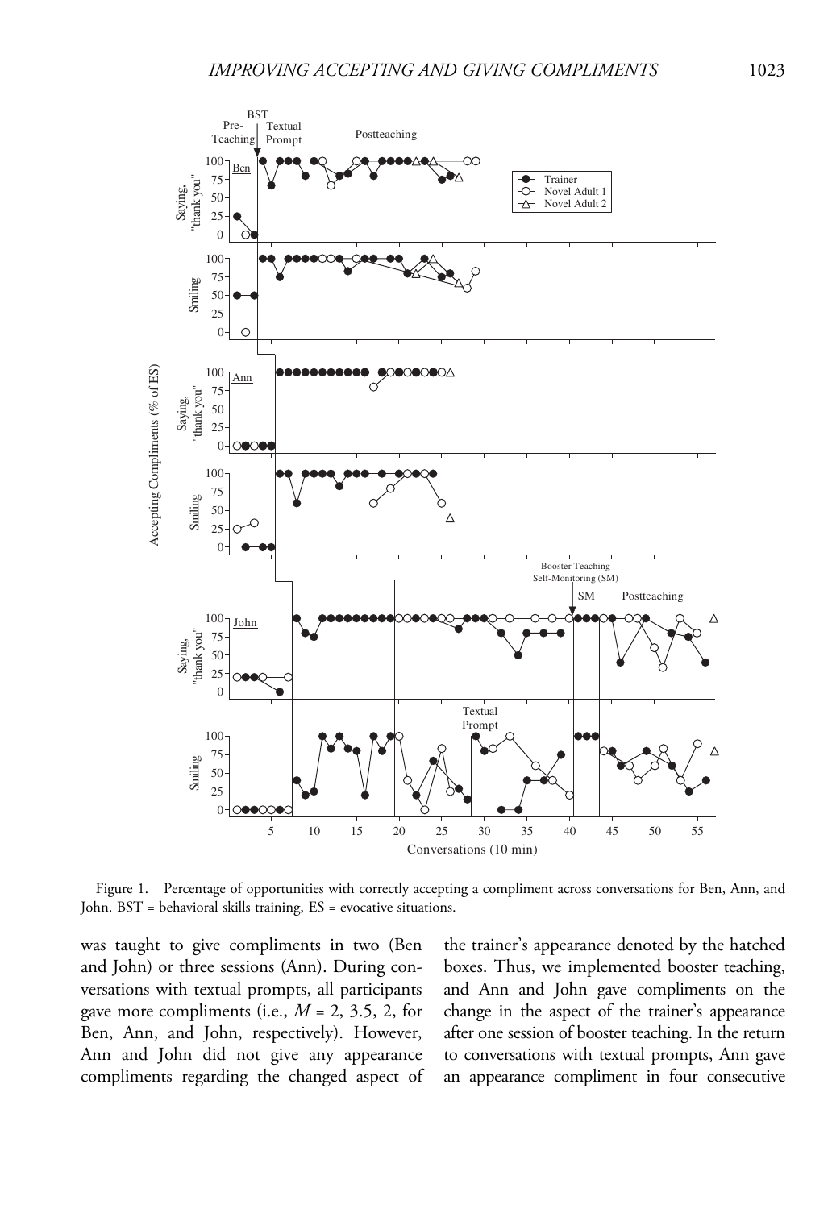Figure 1. Percentage of opportunities with correctly accepting a compliment across conversations for Ben, Ann, and John. BST = behavioral skills training, ES = evocative situations.

was taught to give compliments in two (Ben and John) or three sessions (Ann). During conversations with textual prompts, all participants gave more compliments (i.e., $M$ = 2, 3.5, 2, for Ben, Ann, and John, respectively). However, Ann and John did not give any appearance compliments regarding the changed aspect of the trainer's appearance denoted by the hatched boxes. Thus, we implemented booster teaching, and Ann and John gave compliments on the change in the aspect of the trainer's appearance after one session of booster teaching. In the return to conversations with textual prompts, Ann gave an appearance compliment in four consecutive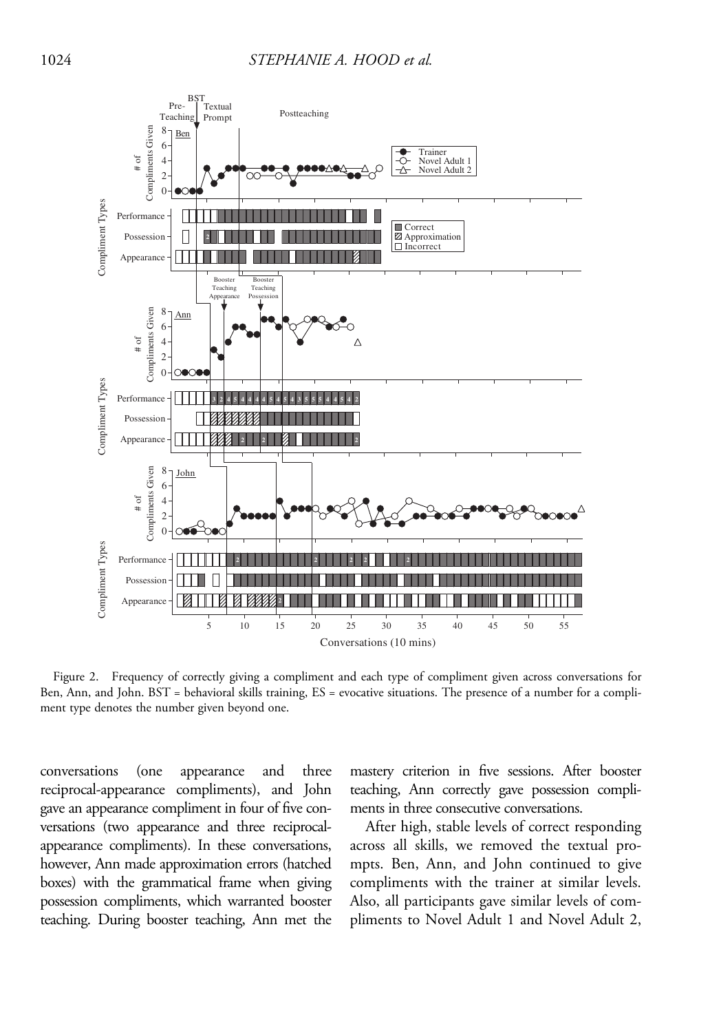Figure 2. Frequency of correctly giving a compliment and each type of compliment given across conversations for Ben, Ann, and John. BST = behavioral skills training, ES = evocative situations. The presence of a number for a compliment type denotes the number given beyond one.

conversations (one appearance and three reciprocal-appearance compliments), and John gave an appearance compliment in four of five conversations (two appearance and three reciprocal-appearance compliments). In these conversations, however, Ann made approximation errors (hatched boxes) with the grammatical frame when giving possession compliments, which warranted booster teaching. During booster teaching, Ann met the mastery criterion in five sessions. After booster teaching, Ann correctly gave possession compliments in three consecutive conversations.

After high, stable levels of correct responding across all skills, we removed the textual prompts. Ben, Ann, and John continued to give compliments with the trainer at similar levels. Also, all participants gave similar levels of compliments to Novel Adult 1 and Novel Adult 2,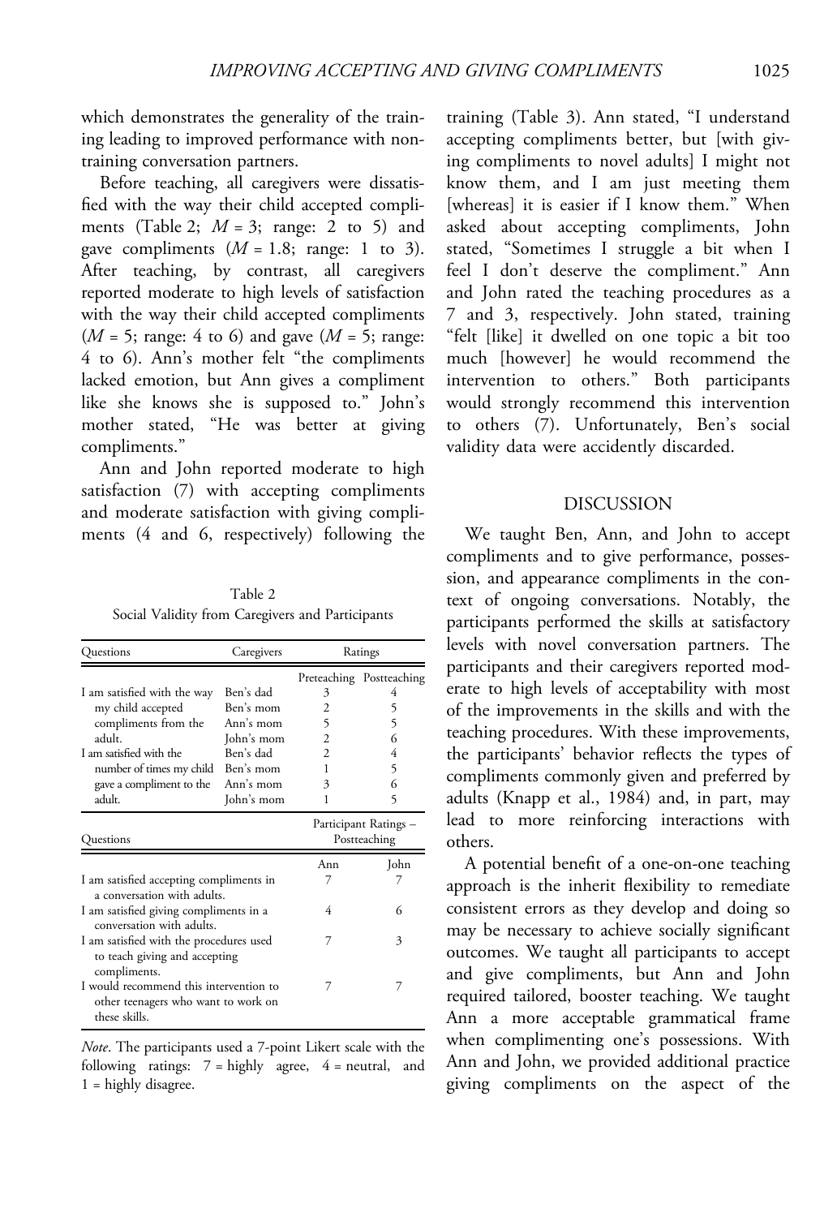which demonstrates the generality of the training leading to improved performance with nontraining conversation partners.

Before teaching, all caregivers were dissatisfied with the way their child accepted compliments (Table 2; $M = 3$; range: 2 to 5) and gave compliments ($M = 1.8$; range: 1 to 3). After teaching, by contrast, all caregivers reported moderate to high levels of satisfaction with the way their child accepted compliments ($M = 5$; range: 4 to 6) and gave ($M = 5$; range: 4 to 6). Ann's mother felt "the compliments lacked emotion, but Ann gives a compliment like she knows she is supposed to." John's mother stated, "He was better at giving compliments."

Ann and John reported moderate to high satisfaction (7) with accepting compliments and moderate satisfaction with giving compliments (4 and 6, respectively) following the training (Table 3). Ann stated, "I understand accepting compliments better, but [with giving compliments to novel adults] I might not know them, and I am just meeting them [whereas] it is easier if I know them." When asked about accepting compliments, John stated, "Sometimes I struggle a bit when I feel I don't deserve the compliment." Ann and John rated the teaching procedures as a 7 and 3, respectively. John stated, training "felt [like] it dwelled on one topic a bit too much [however] he would recommend the intervention to others." Both participants would strongly recommend this intervention to others (7). Unfortunately, Ben's social validity data were accidently discarded.

Table 2
Social Validity from Caregivers and Participants

| Questions | Caregivers | Ratings | |
|---|---|---|---|
| | | Preteaching | Postteaching |
| I am satisfied with the way my child accepted compliments from the adult. | Ben's dad | 3 | 4 |
| | Ben's mom | 2 | 5 |
| | Ann's mom | 5 | 5 |
| | John's mom | 2 | 6 |
| I am satisfied with the number of times my child gave a compliment to the adult. | Ben's dad | 2 | 4 |
| | Ben's mom | 1 | 5 |
| | Ann's mom | 3 | 6 |
| | John's mom | 1 | 5 |
| **Questions** | | **Participant Ratings – Postteaching** | |
| | | Ann | John |
| I am satisfied accepting compliments in a conversation with adults. | | 7 | 7 |
| I am satisfied giving compliments in a conversation with adults. | | 4 | 6 |
| I am satisfied with the procedures used to teach giving and accepting compliments. | | 7 | 3 |
| I would recommend this intervention to other teenagers who want to work on these skills. | | 7 | 7 |

*Note*. The participants used a 7-point Likert scale with the following ratings: 7 = highly agree, 4 = neutral, and 1 = highly disagree.

## DISCUSSION

We taught Ben, Ann, and John to accept compliments and to give performance, possession, and appearance compliments in the context of ongoing conversations. Notably, the participants performed the skills at satisfactory levels with novel conversation partners. The participants and their caregivers reported moderate to high levels of acceptability with most of the improvements in the skills and with the teaching procedures. With these improvements, the participants' behavior reflects the types of compliments commonly given and preferred by adults (Knapp et al., 1984) and, in part, may lead to more reinforcing interactions with others.

A potential benefit of a one-on-one teaching approach is the inherit flexibility to remediate consistent errors as they develop and doing so may be necessary to achieve socially significant outcomes. We taught all participants to accept and give compliments, but Ann and John required tailored, booster teaching. We taught Ann a more acceptable grammatical frame when complimenting one's possessions. With Ann and John, we provided additional practice giving compliments on the aspect of the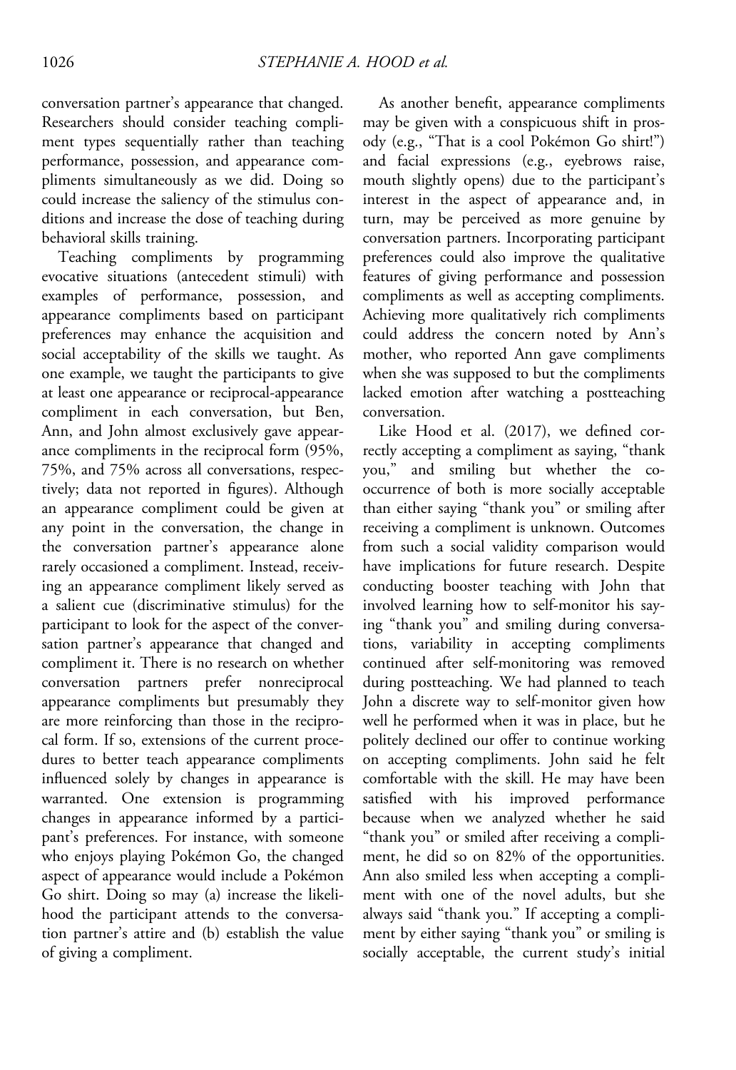conversation partner's appearance that changed. Researchers should consider teaching compliment types sequentially rather than teaching performance, possession, and appearance compliments simultaneously as we did. Doing so could increase the saliency of the stimulus conditions and increase the dose of teaching during behavioral skills training.

Teaching compliments by programming evocative situations (antecedent stimuli) with examples of performance, possession, and appearance compliments based on participant preferences may enhance the acquisition and social acceptability of the skills we taught. As one example, we taught the participants to give at least one appearance or reciprocal-appearance compliment in each conversation, but Ben, Ann, and John almost exclusively gave appearance compliments in the reciprocal form (95%, 75%, and 75% across all conversations, respectively; data not reported in figures). Although an appearance compliment could be given at any point in the conversation, the change in the conversation partner's appearance alone rarely occasioned a compliment. Instead, receiving an appearance compliment likely served as a salient cue (discriminative stimulus) for the participant to look for the aspect of the conversation partner's appearance that changed and compliment it. There is no research on whether conversation partners prefer nonreciprocal appearance compliments but presumably they are more reinforcing than those in the reciprocal form. If so, extensions of the current procedures to better teach appearance compliments influenced solely by changes in appearance is warranted. One extension is programming changes in appearance informed by a participant's preferences. For instance, with someone who enjoys playing Pokémon Go, the changed aspect of appearance would include a Pokémon Go shirt. Doing so may (a) increase the likelihood the participant attends to the conversation partner's attire and (b) establish the value of giving a compliment.

As another benefit, appearance compliments may be given with a conspicuous shift in prosody (e.g., "That is a cool Pokémon Go shirt!") and facial expressions (e.g., eyebrows raise, mouth slightly opens) due to the participant's interest in the aspect of appearance and, in turn, may be perceived as more genuine by conversation partners. Incorporating participant preferences could also improve the qualitative features of giving performance and possession compliments as well as accepting compliments. Achieving more qualitatively rich compliments could address the concern noted by Ann's mother, who reported Ann gave compliments when she was supposed to but the compliments lacked emotion after watching a postteaching conversation.

Like Hood et al. (2017), we defined correctly accepting a compliment as saying, "thank you," and smiling but whether the co-occurrence of both is more socially acceptable than either saying "thank you" or smiling after receiving a compliment is unknown. Outcomes from such a social validity comparison would have implications for future research. Despite conducting booster teaching with John that involved learning how to self-monitor his saying "thank you" and smiling during conversations, variability in accepting compliments continued after self-monitoring was removed during postteaching. We had planned to teach John a discrete way to self-monitor given how well he performed when it was in place, but he politely declined our offer to continue working on accepting compliments. John said he felt comfortable with the skill. He may have been satisfied with his improved performance because when we analyzed whether he said "thank you" or smiled after receiving a compliment, he did so on 82% of the opportunities. Ann also smiled less when accepting a compliment with one of the novel adults, but she always said "thank you." If accepting a compliment by either saying "thank you" or smiling is socially acceptable, the current study's initial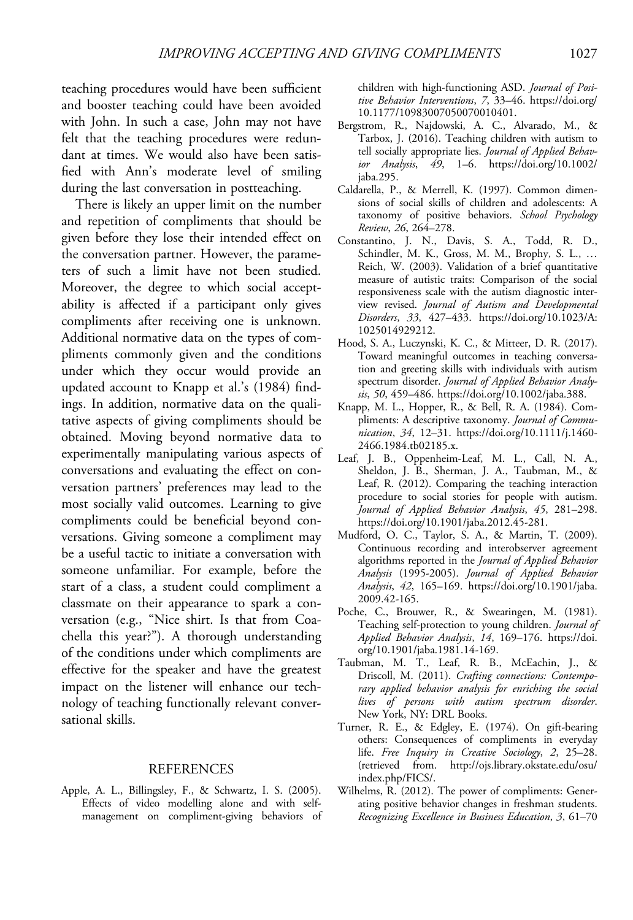teaching procedures would have been sufficient and booster teaching could have been avoided with John. In such a case, John may not have felt that the teaching procedures were redundant at times. We would also have been satisfied with Ann's moderate level of smiling during the last conversation in postteaching.

There is likely an upper limit on the number and repetition of compliments that should be given before they lose their intended effect on the conversation partner. However, the parameters of such a limit have not been studied. Moreover, the degree to which social acceptability is affected if a participant only gives compliments after receiving one is unknown. Additional normative data on the types of compliments commonly given and the conditions under which they occur would provide an updated account to Knapp et al.'s (1984) findings. In addition, normative data on the qualitative aspects of giving compliments should be obtained. Moving beyond normative data to experimentally manipulating various aspects of conversations and evaluating the effect on conversation partners' preferences may lead to the most socially valid outcomes. Learning to give compliments could be beneficial beyond conversations. Giving someone a compliment may be a useful tactic to initiate a conversation with someone unfamiliar. For example, before the start of a class, a student could compliment a classmate on their appearance to spark a conversation (e.g., "Nice shirt. Is that from Coachella this year?"). A thorough understanding of the conditions under which compliments are effective for the speaker and have the greatest impact on the listener will enhance our technology of teaching functionally relevant conversational skills.

## REFERENCES

Apple, A. L., Billingsley, F., & Schwartz, I. S. (2005). Effects of video modelling alone and with self-management on compliment-giving behaviors of children with high-functioning ASD. *Journal of Positive Behavior Interventions*, *7*, 33–46. https://doi.org/10.1177/10983007050070010401.

Bergstrom, R., Najdowski, A. C., Alvarado, M., & Tarbox, J. (2016). Teaching children with autism to tell socially appropriate lies. *Journal of Applied Behavior Analysis*, *49*, 1–6. https://doi.org/10.1002/jaba.295.

Caldarella, P., & Merrell, K. (1997). Common dimensions of social skills of children and adolescents: A taxonomy of positive behaviors. *School Psychology Review*, *26*, 264–278.

Constantino, J. N., Davis, S. A., Todd, R. D., Schindler, M. K., Gross, M. M., Brophy, S. L., … Reich, W. (2003). Validation of a brief quantitative measure of autistic traits: Comparison of the social responsiveness scale with the autism diagnostic interview revised. *Journal of Autism and Developmental Disorders*, *33*, 427–433. https://doi.org/10.1023/A:1025014929212.

Hood, S. A., Luczynski, K. C., & Mitteer, D. R. (2017). Toward meaningful outcomes in teaching conversation and greeting skills with individuals with autism spectrum disorder. *Journal of Applied Behavior Analysis*, *50*, 459–486. https://doi.org/10.1002/jaba.388.

Knapp, M. L., Hopper, R., & Bell, R. A. (1984). Compliments: A descriptive taxonomy. *Journal of Communication*, *34*, 12–31. https://doi.org/10.1111/j.1460-2466.1984.tb02185.x.

Leaf, J. B., Oppenheim-Leaf, M. L., Call, N. A., Sheldon, J. B., Sherman, J. A., Taubman, M., & Leaf, R. (2012). Comparing the teaching interaction procedure to social stories for people with autism. *Journal of Applied Behavior Analysis*, *45*, 281–298. https://doi.org/10.1901/jaba.2012.45-281.

Mudford, O. C., Taylor, S. A., & Martin, T. (2009). Continuous recording and interobserver agreement algorithms reported in the *Journal of Applied Behavior Analysis* (1995-2005). *Journal of Applied Behavior Analysis*, *42*, 165–169. https://doi.org/10.1901/jaba.2009.42-165.

Poche, C., Brouwer, R., & Swearingen, M. (1981). Teaching self-protection to young children. *Journal of Applied Behavior Analysis*, *14*, 169–176. https://doi.org/10.1901/jaba.1981.14-169.

Taubman, M. T., Leaf, R. B., McEachin, J., & Driscoll, M. (2011). *Crafting connections: Contemporary applied behavior analysis for enriching the social lives of persons with autism spectrum disorder*. New York, NY: DRL Books.

Turner, R. E., & Edgley, E. (1974). On gift-bearing others: Consequences of compliments in everyday life. *Free Inquiry in Creative Sociology*, *2*, 25–28. (retrieved from. http://ojs.library.okstate.edu/osu/index.php/FICS/.

Wilhelms, R. (2012). The power of compliments: Generating positive behavior changes in freshman students. *Recognizing Excellence in Business Education*, *3*, 61–70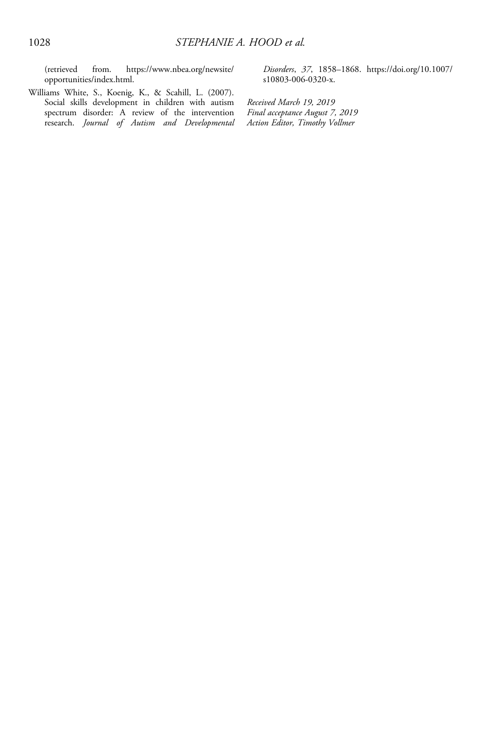(retrieved from. https://www.nbea.org/newsite/opportunities/index.html.

Williams White, S., Koenig, K., & Scahill, L. (2007). Social skills development in children with autism spectrum disorder: A review of the intervention research. *Journal of Autism and Developmental Disorders*, *37*, 1858–1868. https://doi.org/10.1007/s10803-006-0320-x.

*Received March 19, 2019*
*Final acceptance August 7, 2019*
*Action Editor, Timothy Vollmer*